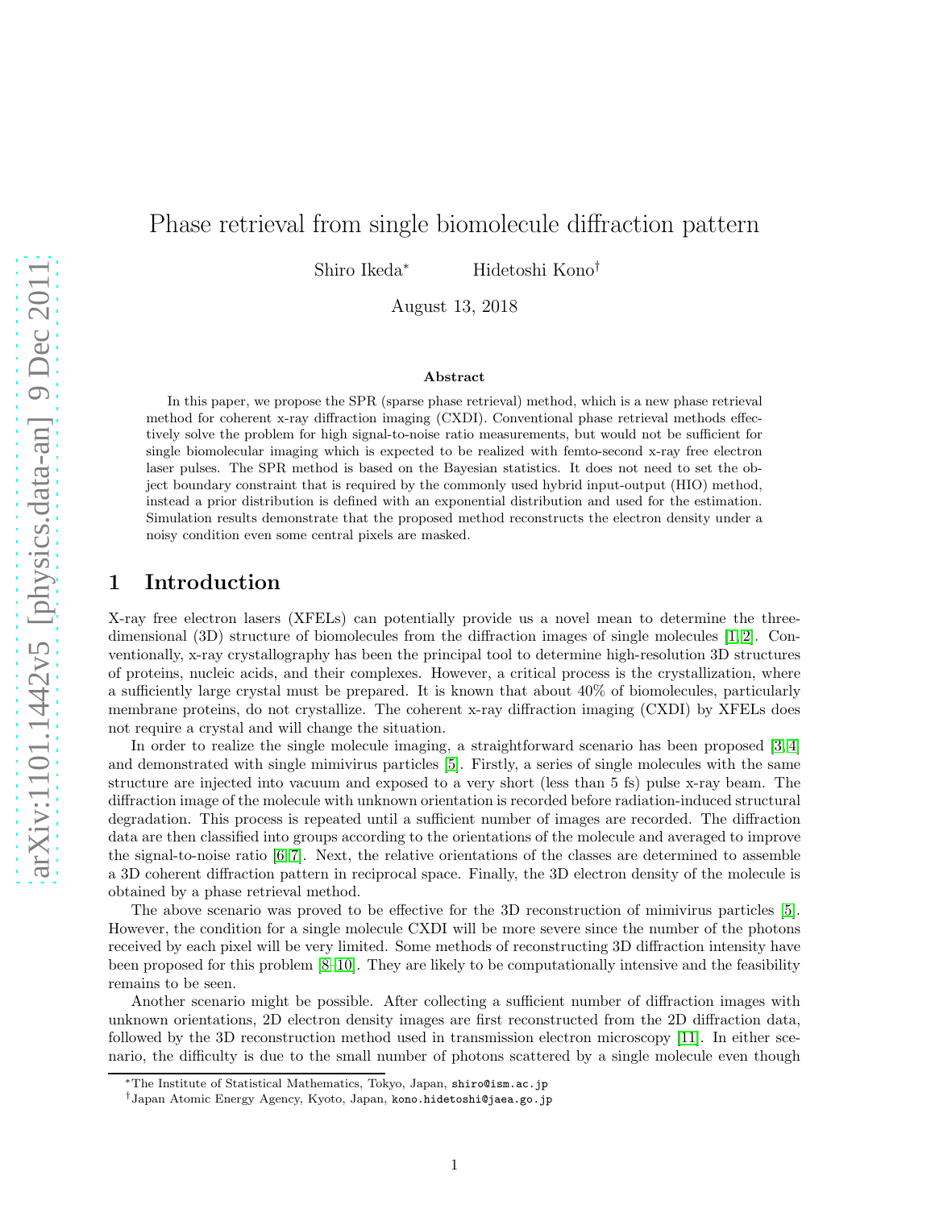# Phase retrieval from single biomolecule diffraction pattern

Shiro Ikeda* Hidetoshi Kono†

August 13, 2018

### Abstract

In this paper, we propose the SPR (sparse phase retrieval) method, which is a new phase retrieval method for coherent x-ray diffraction imaging (CXDI). Conventional phase retrieval methods effectively solve the problem for high signal-to-noise ratio measurements, but would not be sufficient for single biomolecular imaging which is expected to be realized with femto-second x-ray free electron laser pulses. The SPR method is based on the Bayesian statistics. It does not need to set the object boundary constraint that is required by the commonly used hybrid input-output (HIO) method, instead a prior distribution is defined with an exponential distribution and used for the estimation. Simulation results demonstrate that the proposed method reconstructs the electron density under a noisy condition even some central pixels are masked.

## 1 Introduction

X-ray free electron lasers (XFELs) can potentially provide us a novel mean to determine the three-dimensional (3D) structure of biomolecules from the diffraction images of single molecules [1, 2]. Conventionally, x-ray crystallography has been the principal tool to determine high-resolution 3D structures of proteins, nucleic acids, and their complexes. However, a critical process is the crystallization, where a sufficiently large crystal must be prepared. It is known that about 40% of biomolecules, particularly membrane proteins, do not crystallize. The coherent x-ray diffraction imaging (CXDI) by XFELs does not require a crystal and will change the situation.

In order to realize the single molecule imaging, a straightforward scenario has been proposed [3, 4] and demonstrated with single mimivirus particles [5]. Firstly, a series of single molecules with the same structure are injected into vacuum and exposed to a very short (less than 5 fs) pulse x-ray beam. The diffraction image of the molecule with unknown orientation is recorded before radiation-induced structural degradation. This process is repeated until a sufficient number of images are recorded. The diffraction data are then classified into groups according to the orientations of the molecule and averaged to improve the signal-to-noise ratio [6, 7]. Next, the relative orientations of the classes are determined to assemble a 3D coherent diffraction pattern in reciprocal space. Finally, the 3D electron density of the molecule is obtained by a phase retrieval method.

The above scenario was proved to be effective for the 3D reconstruction of mimivirus particles [5]. However, the condition for a single molecule CXDI will be more severe since the number of the photons received by each pixel will be very limited. Some methods of reconstructing 3D diffraction intensity have been proposed for this problem [8–10]. They are likely to be computationally intensive and the feasibility remains to be seen.

Another scenario might be possible. After collecting a sufficient number of diffraction images with unknown orientations, 2D electron density images are first reconstructed from the 2D diffraction data, followed by the 3D reconstruction method used in transmission electron microscopy [11]. In either scenario, the difficulty is due to the small number of photons scattered by a single molecule even though

*The Institute of Statistical Mathematics, Tokyo, Japan, shiro@ism.ac.jp

†Japan Atomic Energy Agency, Kyoto, Japan, kono.hidetoshi@jaea.go.jp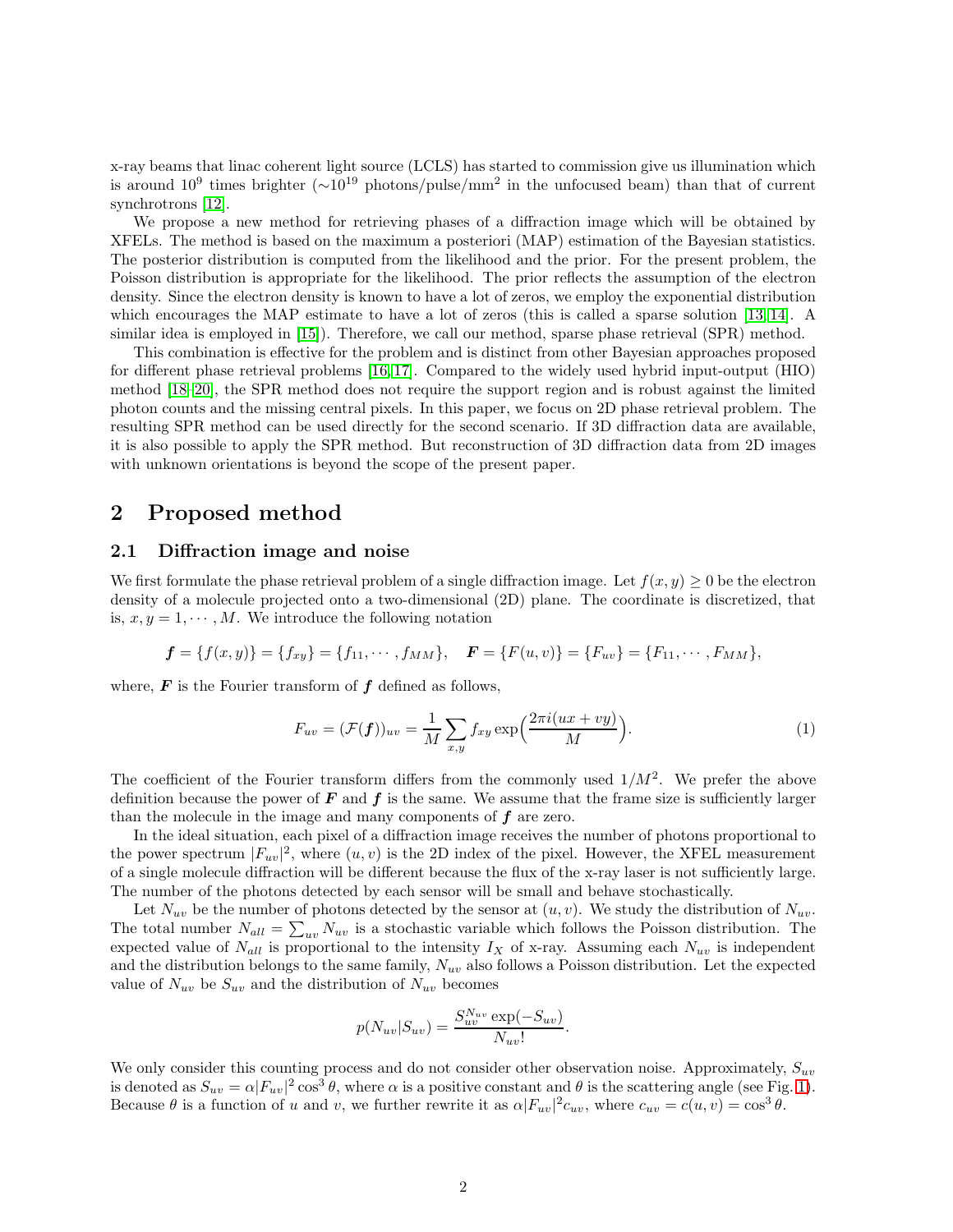x-ray beams that linac coherent light source (LCLS) has started to commission give us illumination which is around $10^9$ times brighter ($\sim 10^{19}$ photons/pulse/mm$^2$ in the unfocused beam) than that of current synchrotrons [12].

We propose a new method for retrieving phases of a diffraction image which will be obtained by XFELs. The method is based on the maximum a posteriori (MAP) estimation of the Bayesian statistics. The posterior distribution is computed from the likelihood and the prior. For the present problem, the Poisson distribution is appropriate for the likelihood. The prior reflects the assumption of the electron density. Since the electron density is known to have a lot of zeros, we employ the exponential distribution which encourages the MAP estimate to have a lot of zeros (this is called a sparse solution [13, 14]. A similar idea is employed in [15]). Therefore, we call our method, sparse phase retrieval (SPR) method.

This combination is effective for the problem and is distinct from other Bayesian approaches proposed for different phase retrieval problems [16, 17]. Compared to the widely used hybrid input-output (HIO) method [18–20], the SPR method does not require the support region and is robust against the limited photon counts and the missing central pixels. In this paper, we focus on 2D phase retrieval problem. The resulting SPR method can be used directly for the second scenario. If 3D diffraction data are available, it is also possible to apply the SPR method. But reconstruction of 3D diffraction data from 2D images with unknown orientations is beyond the scope of the present paper.

## 2 Proposed method

### 2.1 Diffraction image and noise

We first formulate the phase retrieval problem of a single diffraction image. Let $f(x, y) \geq 0$ be the electron density of a molecule projected onto a two-dimensional (2D) plane. The coordinate is discretized, that is, $x, y = 1, \cdots, M$. We introduce the following notation

$$\boldsymbol{f} = \{f(x, y)\} = \{f_{xy}\} = \{f_{11}, \cdots, f_{MM}\}, \quad \boldsymbol{F} = \{F(u, v)\} = \{F_{uv}\} = \{F_{11}, \cdots, F_{MM}\},$$

where, $\boldsymbol{F}$ is the Fourier transform of $\boldsymbol{f}$ defined as follows,

$$F_{uv} = (\mathcal{F}(\boldsymbol{f}))_{uv} = \frac{1}{M} \sum_{x,y} f_{xy} \exp\Big(\frac{2\pi i(ux + vy)}{M}\Big). \tag{1}$$

The coefficient of the Fourier transform differs from the commonly used $1/M^2$. We prefer the above definition because the power of $\boldsymbol{F}$ and $\boldsymbol{f}$ is the same. We assume that the frame size is sufficiently larger than the molecule in the image and many components of $\boldsymbol{f}$ are zero.

In the ideal situation, each pixel of a diffraction image receives the number of photons proportional to the power spectrum $|F_{uv}|^2$, where $(u, v)$ is the 2D index of the pixel. However, the XFEL measurement of a single molecule diffraction will be different because the flux of the x-ray laser is not sufficiently large. The number of the photons detected by each sensor will be small and behave stochastically.

Let $N_{uv}$ be the number of photons detected by the sensor at $(u, v)$. We study the distribution of $N_{uv}$. The total number $N_{all} = \sum_{uv} N_{uv}$ is a stochastic variable which follows the Poisson distribution. The expected value of $N_{all}$ is proportional to the intensity $I_X$ of x-ray. Assuming each $N_{uv}$ is independent and the distribution belongs to the same family, $N_{uv}$ also follows a Poisson distribution. Let the expected value of $N_{uv}$ be $S_{uv}$ and the distribution of $N_{uv}$ becomes

$$p(N_{uv}|S_{uv}) = \frac{S_{uv}^{N_{uv}} \exp(-S_{uv})}{N_{uv}!}.$$

We only consider this counting process and do not consider other observation noise. Approximately, $S_{uv}$ is denoted as $S_{uv} = \alpha |F_{uv}|^2 \cos^3 \theta$, where $\alpha$ is a positive constant and $\theta$ is the scattering angle (see Fig. 1). Because $\theta$ is a function of $u$ and $v$, we further rewrite it as $\alpha |F_{uv}|^2 c_{uv}$, where $c_{uv} = c(u, v) = \cos^3 \theta$.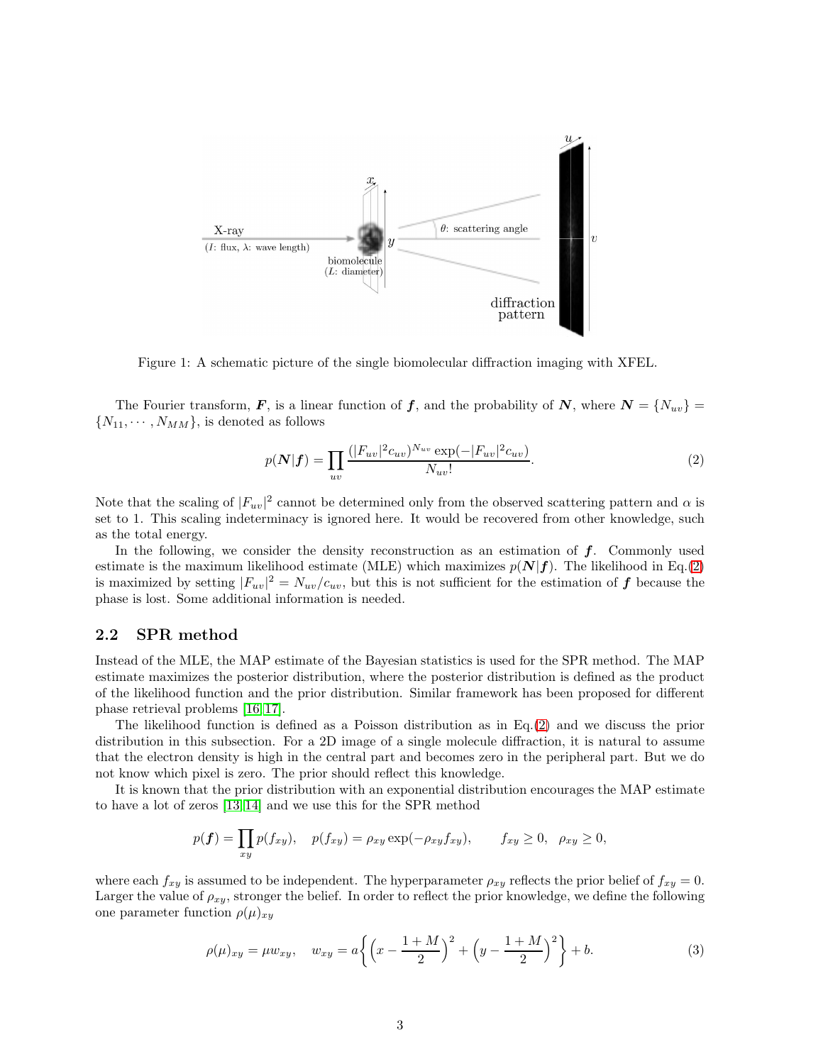Figure 1: A schematic picture of the single biomolecular diffraction imaging with XFEL.

The Fourier transform, $\boldsymbol{F}$, is a linear function of $\boldsymbol{f}$, and the probability of $\boldsymbol{N}$, where $\boldsymbol{N} = \{N_{uv}\} = \{N_{11}, \cdots, N_{MM}\}$, is denoted as follows

$$p(\boldsymbol{N}|\boldsymbol{f}) = \prod_{uv} \frac{(|F_{uv}|^2 c_{uv})^{N_{uv}} \exp(-|F_{uv}|^2 c_{uv})}{N_{uv}!}. \tag{2}$$

Note that the scaling of $|F_{uv}|^2$ cannot be determined only from the observed scattering pattern and $\alpha$ is set to 1. This scaling indeterminacy is ignored here. It would be recovered from other knowledge, such as the total energy.

In the following, we consider the density reconstruction as an estimation of $\boldsymbol{f}$. Commonly used estimate is the maximum likelihood estimate (MLE) which maximizes $p(\boldsymbol{N}|\boldsymbol{f})$. The likelihood in Eq.(2) is maximized by setting $|F_{uv}|^2 = N_{uv}/c_{uv}$, but this is not sufficient for the estimation of $\boldsymbol{f}$ because the phase is lost. Some additional information is needed.

## 2.2 SPR method

Instead of the MLE, the MAP estimate of the Bayesian statistics is used for the SPR method. The MAP estimate maximizes the posterior distribution, where the posterior distribution is defined as the product of the likelihood function and the prior distribution. Similar framework has been proposed for different phase retrieval problems [16, 17].

The likelihood function is defined as a Poisson distribution as in Eq.(2) and we discuss the prior distribution in this subsection. For a 2D image of a single molecule diffraction, it is natural to assume that the electron density is high in the central part and becomes zero in the peripheral part. But we do not know which pixel is zero. The prior should reflect this knowledge.

It is known that the prior distribution with an exponential distribution encourages the MAP estimate to have a lot of zeros [13, 14] and we use this for the SPR method

$$p(\boldsymbol{f}) = \prod_{xy} p(f_{xy}), \quad p(f_{xy}) = \rho_{xy} \exp(-\rho_{xy} f_{xy}), \qquad f_{xy} \geq 0, \quad \rho_{xy} \geq 0,$$

where each $f_{xy}$ is assumed to be independent. The hyperparameter $\rho_{xy}$ reflects the prior belief of $f_{xy} = 0$. Larger the value of $\rho_{xy}$, stronger the belief. In order to reflect the prior knowledge, we define the following one parameter function $\rho(\mu)_{xy}$

$$\rho(\mu)_{xy} = \mu w_{xy}, \quad w_{xy} = a\left\{\left(x - \frac{1+M}{2}\right)^2 + \left(y - \frac{1+M}{2}\right)^2\right\} + b. \tag{3}$$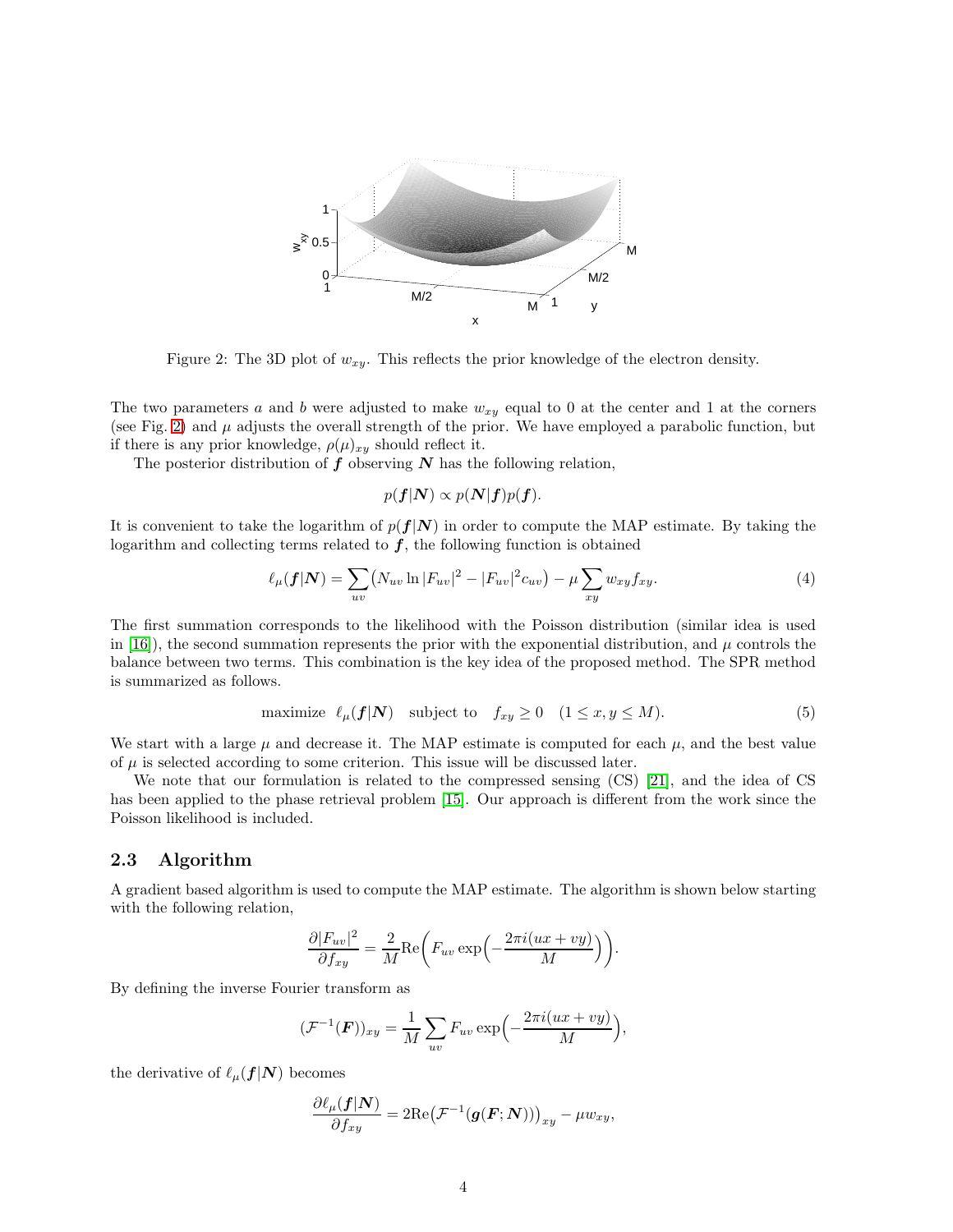Figure 2: The 3D plot of $w_{xy}$. This reflects the prior knowledge of the electron density.

The two parameters $a$ and $b$ were adjusted to make $w_{xy}$ equal to 0 at the center and 1 at the corners (see Fig. 2) and $\mu$ adjusts the overall strength of the prior. We have employed a parabolic function, but if there is any prior knowledge, $\rho(\mu)_{xy}$ should reflect it.

The posterior distribution of $\boldsymbol{f}$ observing $\boldsymbol{N}$ has the following relation,

$$p(\boldsymbol{f}|\boldsymbol{N}) \propto p(\boldsymbol{N}|\boldsymbol{f})p(\boldsymbol{f}).$$

It is convenient to take the logarithm of $p(\boldsymbol{f}|\boldsymbol{N})$ in order to compute the MAP estimate. By taking the logarithm and collecting terms related to $\boldsymbol{f}$, the following function is obtained

$$\ell_\mu(\boldsymbol{f}|\boldsymbol{N}) = \sum_{uv} \big( N_{uv} \ln |F_{uv}|^2 - |F_{uv}|^2 c_{uv} \big) - \mu \sum_{xy} w_{xy} f_{xy}. \tag{4}$$

The first summation corresponds to the likelihood with the Poisson distribution (similar idea is used in [16]), the second summation represents the prior with the exponential distribution, and $\mu$ controls the balance between two terms. This combination is the key idea of the proposed method. The SPR method is summarized as follows.

$$\text{maximize} \quad \ell_\mu(\boldsymbol{f}|\boldsymbol{N}) \quad \text{subject to} \quad f_{xy} \geq 0 \quad (1 \leq x, y \leq M). \tag{5}$$

We start with a large $\mu$ and decrease it. The MAP estimate is computed for each $\mu$, and the best value of $\mu$ is selected according to some criterion. This issue will be discussed later.

We note that our formulation is related to the compressed sensing (CS) [21], and the idea of CS has been applied to the phase retrieval problem [15]. Our approach is different from the work since the Poisson likelihood is included.

### 2.3 Algorithm

A gradient based algorithm is used to compute the MAP estimate. The algorithm is shown below starting with the following relation,

$$\frac{\partial |F_{uv}|^2}{\partial f_{xy}} = \frac{2}{M} \mathrm{Re}\Big( F_{uv} \exp\Big( -\frac{2\pi i (ux + vy)}{M} \Big) \Big).$$

By defining the inverse Fourier transform as

$$(\mathcal{F}^{-1}(\boldsymbol{F}))_{xy} = \frac{1}{M} \sum_{uv} F_{uv} \exp\Big( -\frac{2\pi i (ux + vy)}{M} \Big),$$

the derivative of $\ell_\mu(\boldsymbol{f}|\boldsymbol{N})$ becomes

$$\frac{\partial \ell_\mu(\boldsymbol{f}|\boldsymbol{N})}{\partial f_{xy}} = 2\mathrm{Re}\big( \mathcal{F}^{-1}(\boldsymbol{g}(\boldsymbol{F}; \boldsymbol{N})) \big)_{xy} - \mu w_{xy},$$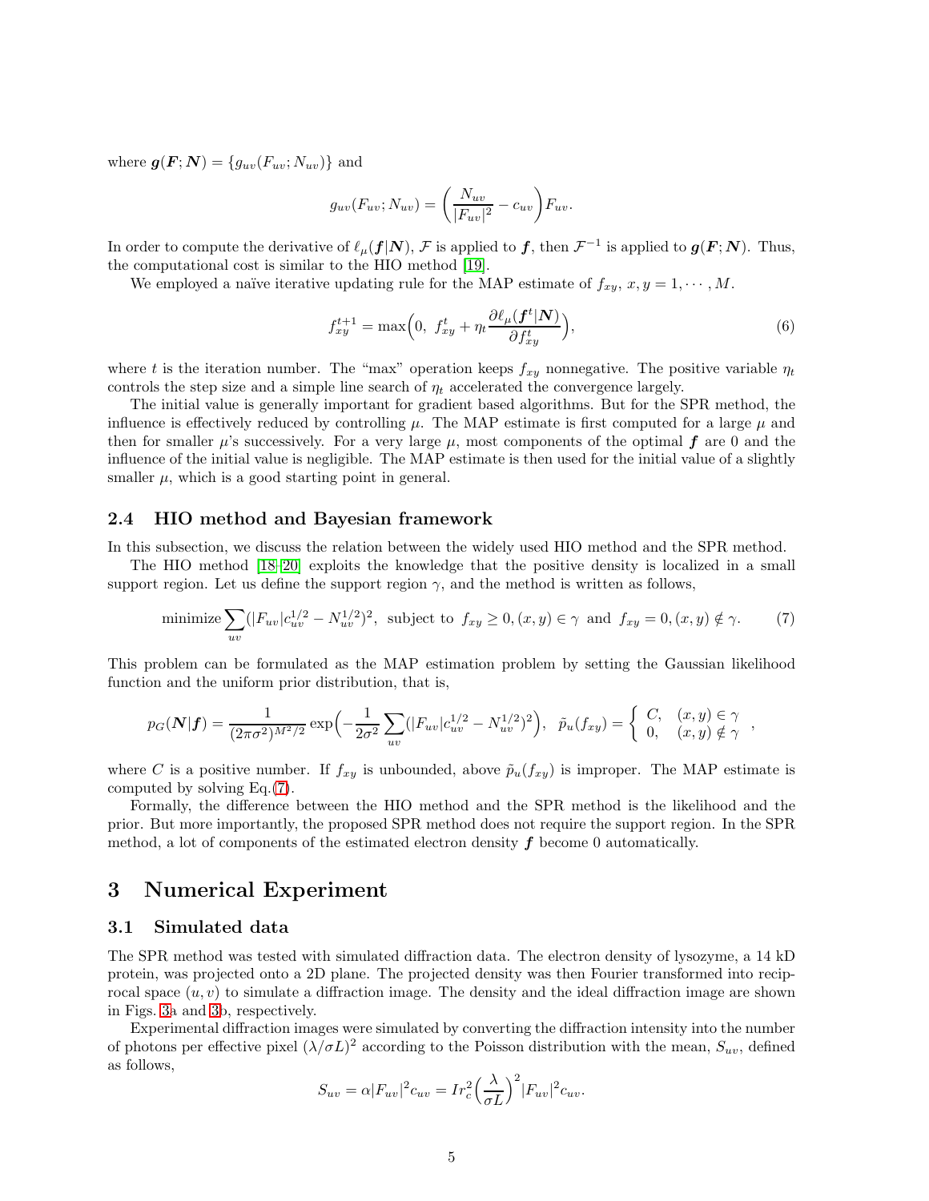where $\boldsymbol{g}(\boldsymbol{F};\boldsymbol{N}) = \{g_{uv}(F_{uv};N_{uv})\}$ and

$$g_{uv}(F_{uv};N_{uv}) = \left(\frac{N_{uv}}{|F_{uv}|^2} - c_{uv}\right)F_{uv}.$$

In order to compute the derivative of $\ell_\mu(\boldsymbol{f}|\boldsymbol{N})$, $\mathcal{F}$ is applied to $\boldsymbol{f}$, then $\mathcal{F}^{-1}$ is applied to $\boldsymbol{g}(\boldsymbol{F};\boldsymbol{N})$. Thus, the computational cost is similar to the HIO method [19].

We employed a naïve iterative updating rule for the MAP estimate of $f_{xy}$, $x, y = 1, \cdots, M$.

$$f_{xy}^{t+1} = \max\Big(0,\ f_{xy}^t + \eta_t \frac{\partial \ell_\mu(\boldsymbol{f}^t|\boldsymbol{N})}{\partial f_{xy}^t}\Big), \tag{6}$$

where $t$ is the iteration number. The "max" operation keeps $f_{xy}$ nonnegative. The positive variable $\eta_t$ controls the step size and a simple line search of $\eta_t$ accelerated the convergence largely.

The initial value is generally important for gradient based algorithms. But for the SPR method, the influence is effectively reduced by controlling $\mu$. The MAP estimate is first computed for a large $\mu$ and then for smaller $\mu$'s successively. For a very large $\mu$, most components of the optimal $\boldsymbol{f}$ are 0 and the influence of the initial value is negligible. The MAP estimate is then used for the initial value of a slightly smaller $\mu$, which is a good starting point in general.

### 2.4 HIO method and Bayesian framework

In this subsection, we discuss the relation between the widely used HIO method and the SPR method.

The HIO method [18–20] exploits the knowledge that the positive density is localized in a small support region. Let us define the support region $\gamma$, and the method is written as follows,

$$\text{minimize} \sum_{uv}(|F_{uv}|c_{uv}^{1/2} - N_{uv}^{1/2})^2,\ \text{ subject to }\ f_{xy} \geq 0, (x,y) \in \gamma\ \text{ and }\ f_{xy} = 0, (x,y) \notin \gamma. \tag{7}$$

This problem can be formulated as the MAP estimation problem by setting the Gaussian likelihood function and the uniform prior distribution, that is,

$$p_G(\boldsymbol{N}|\boldsymbol{f}) = \frac{1}{(2\pi\sigma^2)^{M^2/2}} \exp\Big(-\frac{1}{2\sigma^2}\sum_{uv}(|F_{uv}|c_{uv}^{1/2} - N_{uv}^{1/2})^2\Big),\ \ \tilde{p}_u(f_{xy}) = \left\{\begin{array}{ll} C, & (x,y) \in \gamma \\ 0, & (x,y) \notin \gamma \end{array}\right.,$$

where $C$ is a positive number. If $f_{xy}$ is unbounded, above $\tilde{p}_u(f_{xy})$ is improper. The MAP estimate is computed by solving Eq.(7).

Formally, the difference between the HIO method and the SPR method is the likelihood and the prior. But more importantly, the proposed SPR method does not require the support region. In the SPR method, a lot of components of the estimated electron density $\boldsymbol{f}$ become 0 automatically.

## 3 Numerical Experiment

### 3.1 Simulated data

The SPR method was tested with simulated diffraction data. The electron density of lysozyme, a 14 kD protein, was projected onto a 2D plane. The projected density was then Fourier transformed into reciprocal space $(u, v)$ to simulate a diffraction image. The density and the ideal diffraction image are shown in Figs. 3a and 3b, respectively.

Experimental diffraction images were simulated by converting the diffraction intensity into the number of photons per effective pixel $(\lambda/\sigma L)^2$ according to the Poisson distribution with the mean, $S_{uv}$, defined as follows,

$$S_{uv} = \alpha|F_{uv}|^2 c_{uv} = I r_c^2 \Big(\frac{\lambda}{\sigma L}\Big)^2 |F_{uv}|^2 c_{uv}.$$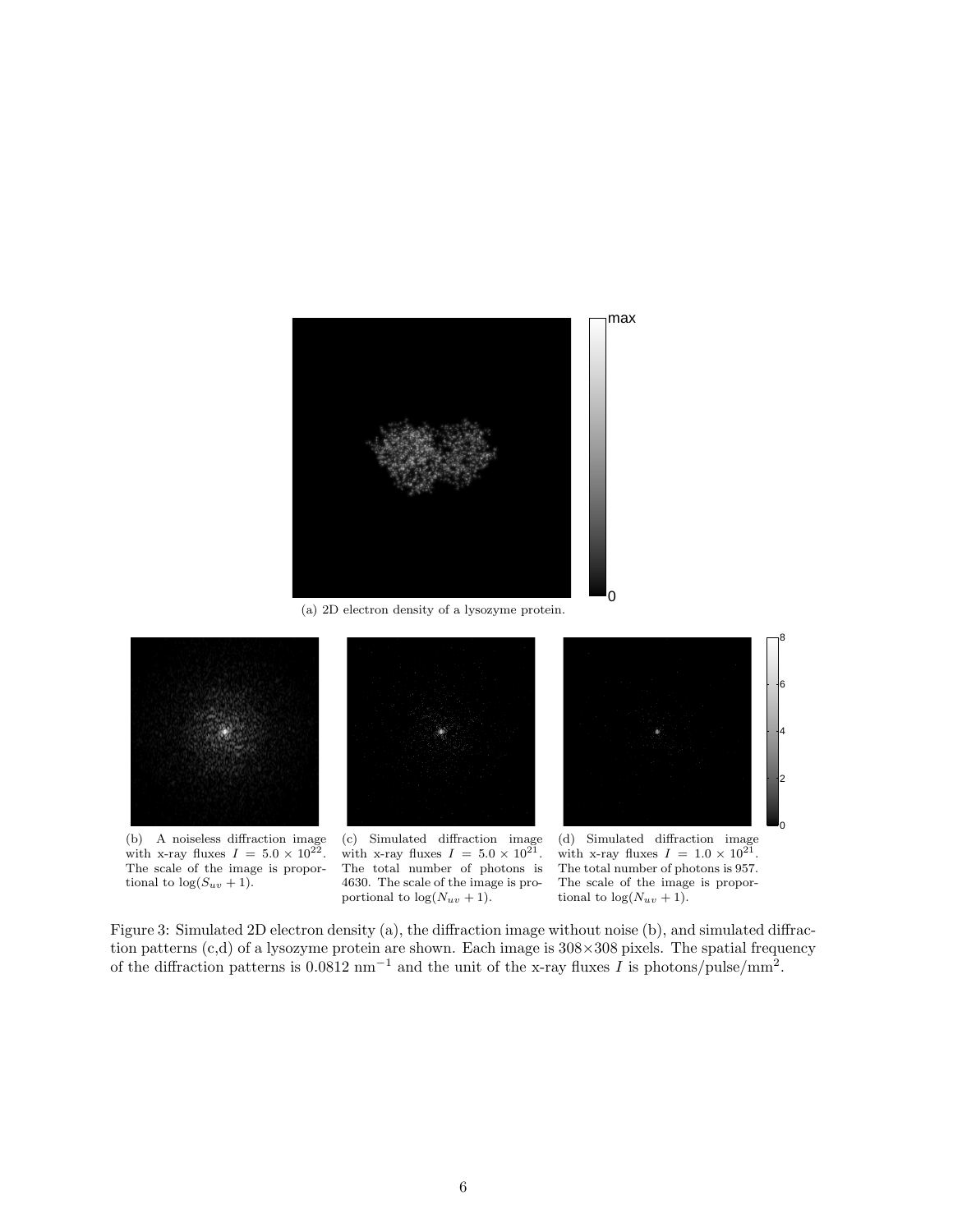(a) 2D electron density of a lysozyme protein.

(b) A noiseless diffraction image with x-ray fluxes $I = 5.0 \times 10^{22}$. The scale of the image is proportional to $\log(S_{uv} + 1)$.

(c) Simulated diffraction image with x-ray fluxes $I = 5.0 \times 10^{21}$. The total number of photons is 4630. The scale of the image is proportional to $\log(N_{uv} + 1)$.

(d) Simulated diffraction image with x-ray fluxes $I = 1.0 \times 10^{21}$. The total number of photons is 957. The scale of the image is proportional to $\log(N_{uv} + 1)$.

Figure 3: Simulated 2D electron density (a), the diffraction image without noise (b), and simulated diffraction patterns (c,d) of a lysozyme protein are shown. Each image is 308×308 pixels. The spatial frequency of the diffraction patterns is $0.0812\ \text{nm}^{-1}$ and the unit of the x-ray fluxes $I$ is photons/pulse/mm$^2$.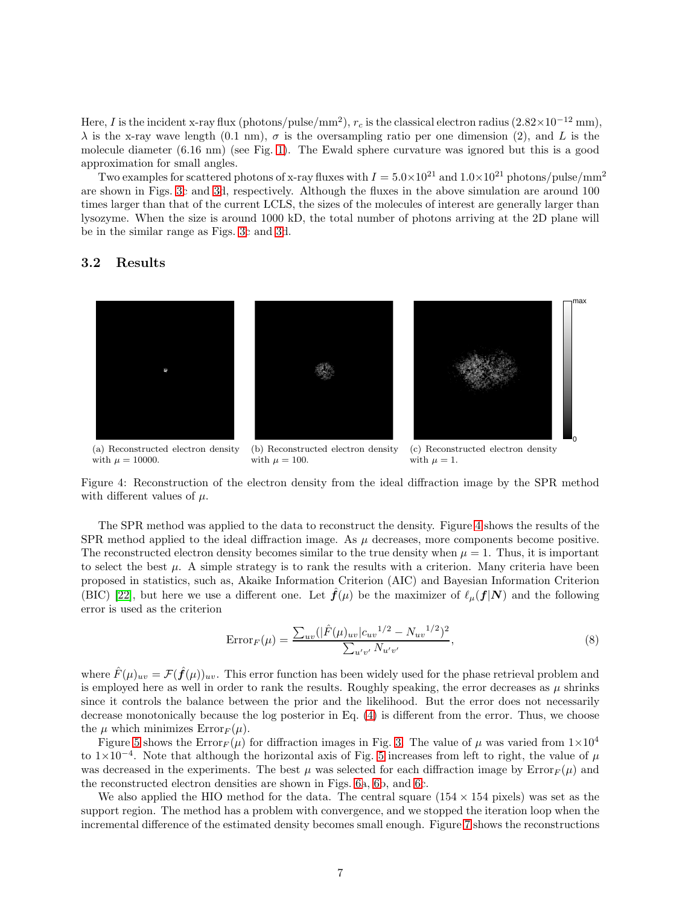Here, $I$ is the incident x-ray flux (photons/pulse/mm$^2$), $r_c$ is the classical electron radius ($2.82\times10^{-12}$ mm), $\lambda$ is the x-ray wave length (0.1 nm), $\sigma$ is the oversampling ratio per one dimension (2), and $L$ is the molecule diameter (6.16 nm) (see Fig. 1). The Ewald sphere curvature was ignored but this is a good approximation for small angles.

Two examples for scattered photons of x-ray fluxes with $I = 5.0\times10^{21}$ and $1.0\times10^{21}$ photons/pulse/mm$^2$ are shown in Figs. 3c and 3d, respectively. Although the fluxes in the above simulation are around 100 times larger than that of the current LCLS, the sizes of the molecules of interest are generally larger than lysozyme. When the size is around 1000 kD, the total number of photons arriving at the 2D plane will be in the similar range as Figs. 3c and 3d.

## 3.2 Results

(a) Reconstructed electron density with $\mu = 10000$.

(b) Reconstructed electron density with $\mu = 100$.

(c) Reconstructed electron density with $\mu = 1$.

Figure 4: Reconstruction of the electron density from the ideal diffraction image by the SPR method with different values of $\mu$.

The SPR method was applied to the data to reconstruct the density. Figure 4 shows the results of the SPR method applied to the ideal diffraction image. As $\mu$ decreases, more components become positive. The reconstructed electron density becomes similar to the true density when $\mu = 1$. Thus, it is important to select the best $\mu$. A simple strategy is to rank the results with a criterion. Many criteria have been proposed in statistics, such as, Akaike Information Criterion (AIC) and Bayesian Information Criterion (BIC) [22], but here we use a different one. Let $\hat{\boldsymbol{f}}(\mu)$ be the maximizer of $\ell_\mu(\boldsymbol{f}|\boldsymbol{N})$ and the following error is used as the criterion

$$\mathrm{Error}_F(\mu) = \frac{\sum_{uv}(|\hat{F}(\mu)_{uv}|{c_{uv}}^{1/2} - {N_{uv}}^{1/2})^2}{\sum_{u'v'} N_{u'v'}}, \tag{8}$$

where $\hat{F}(\mu)_{uv} = \mathcal{F}(\hat{\boldsymbol{f}}(\mu))_{uv}$. This error function has been widely used for the phase retrieval problem and is employed here as well in order to rank the results. Roughly speaking, the error decreases as $\mu$ shrinks since it controls the balance between the prior and the likelihood. But the error does not necessarily decrease monotonically because the log posterior in Eq. (4) is different from the error. Thus, we choose the $\mu$ which minimizes $\mathrm{Error}_F(\mu)$.

Figure 5 shows the $\mathrm{Error}_F(\mu)$ for diffraction images in Fig. 3. The value of $\mu$ was varied from $1\times10^4$ to $1\times10^{-4}$. Note that although the horizontal axis of Fig. 5 increases from left to right, the value of $\mu$ was decreased in the experiments. The best $\mu$ was selected for each diffraction image by $\mathrm{Error}_F(\mu)$ and the reconstructed electron densities are shown in Figs. 6a, 6b, and 6c.

We also applied the HIO method for the data. The central square ($154 \times 154$ pixels) was set as the support region. The method has a problem with convergence, and we stopped the iteration loop when the incremental difference of the estimated density becomes small enough. Figure 7 shows the reconstructions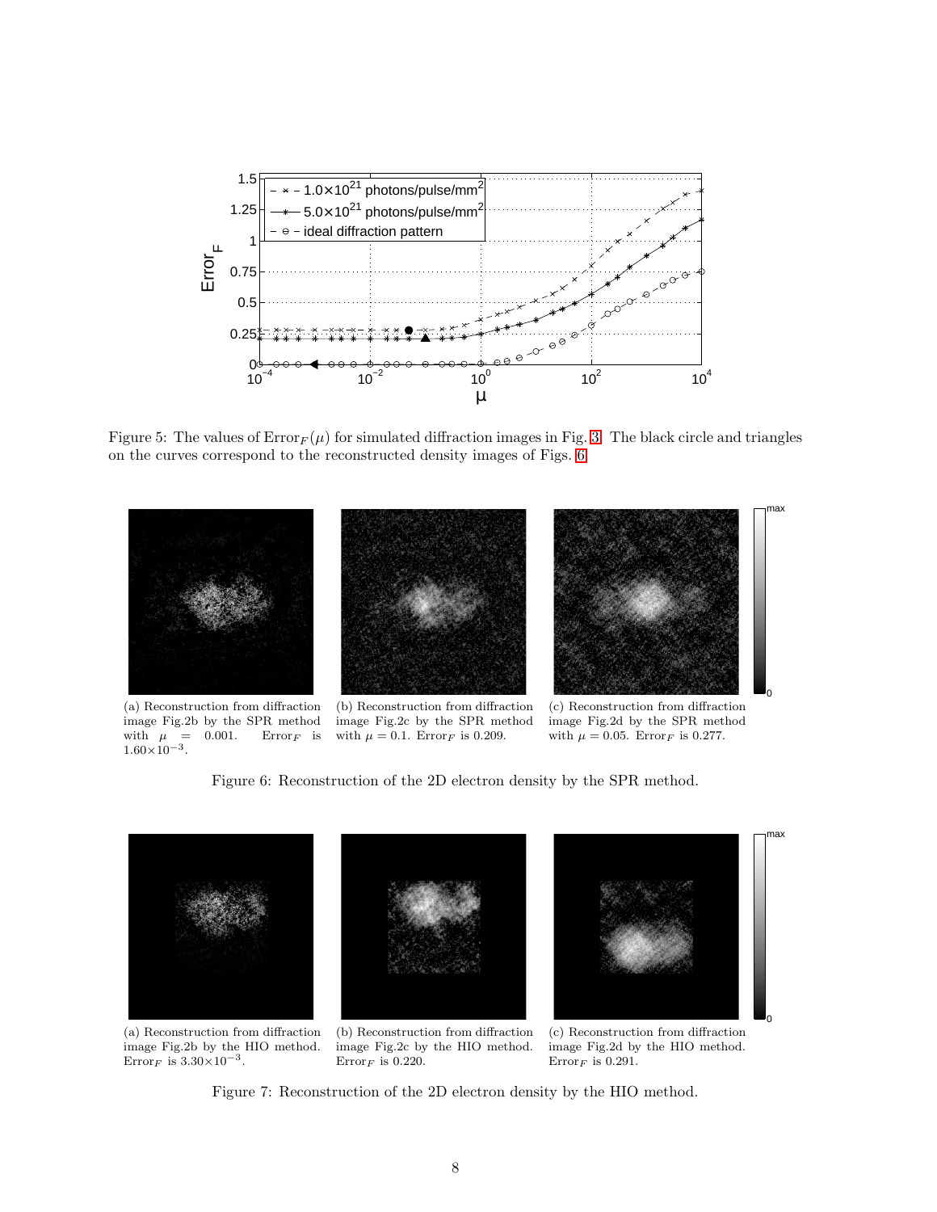Figure 5: The values of $\mathrm{Error}_F(\mu)$ for simulated diffraction images in Fig. 3. The black circle and triangles on the curves correspond to the reconstructed density images of Figs. 6

(a) Reconstruction from diffraction image Fig.2b by the SPR method with $\mu = 0.001$. $\mathrm{Error}_F$ is $1.60\times10^{-3}$.

(b) Reconstruction from diffraction image Fig.2c by the SPR method with $\mu = 0.1$. $\mathrm{Error}_F$ is 0.209.

(c) Reconstruction from diffraction image Fig.2d by the SPR method with $\mu = 0.05$. $\mathrm{Error}_F$ is 0.277.

Figure 6: Reconstruction of the 2D electron density by the SPR method.

(a) Reconstruction from diffraction image Fig.2b by the HIO method. $\mathrm{Error}_F$ is $3.30\times10^{-3}$.

(b) Reconstruction from diffraction image Fig.2c by the HIO method. $\mathrm{Error}_F$ is 0.220.

(c) Reconstruction from diffraction image Fig.2d by the HIO method. $\mathrm{Error}_F$ is 0.291.

Figure 7: Reconstruction of the 2D electron density by the HIO method.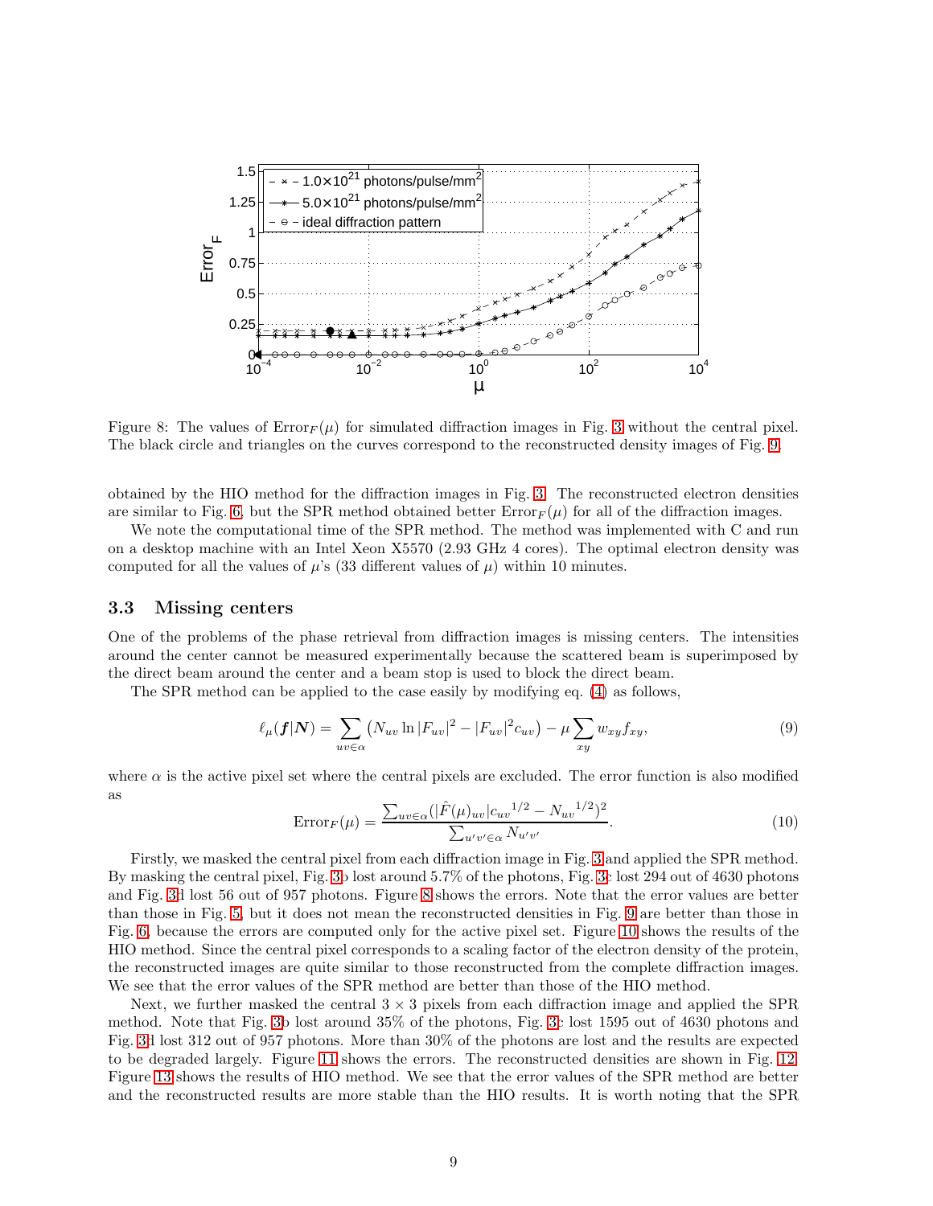Figure 8: The values of $\text{Error}_F(\mu)$ for simulated diffraction images in Fig. 3 without the central pixel. The black circle and triangles on the curves correspond to the reconstructed density images of Fig. 9.

obtained by the HIO method for the diffraction images in Fig. 3. The reconstructed electron densities are similar to Fig. 6, but the SPR method obtained better $\text{Error}_F(\mu)$ for all of the diffraction images.

We note the computational time of the SPR method. The method was implemented with C and run on a desktop machine with an Intel Xeon X5570 (2.93 GHz 4 cores). The optimal electron density was computed for all the values of $\mu$'s (33 different values of $\mu$) within 10 minutes.

### 3.3 Missing centers

One of the problems of the phase retrieval from diffraction images is missing centers. The intensities around the center cannot be measured experimentally because the scattered beam is superimposed by the direct beam around the center and a beam stop is used to block the direct beam.

The SPR method can be applied to the case easily by modifying eq. (4) as follows,

$$\ell_\mu(\boldsymbol{f}|\boldsymbol{N}) = \sum_{uv\in\alpha}\left(N_{uv}\ln|F_{uv}|^2 - |F_{uv}|^2 c_{uv}\right) - \mu\sum_{xy} w_{xy}f_{xy}, \tag{9}$$

where $\alpha$ is the active pixel set where the central pixels are excluded. The error function is also modified as

$$\text{Error}_F(\mu) = \frac{\sum_{uv\in\alpha}(|\hat{F}(\mu)_{uv}|{c_{uv}}^{1/2} - {N_{uv}}^{1/2})^2}{\sum_{u'v'\in\alpha}N_{u'v'}}. \tag{10}$$

Firstly, we masked the central pixel from each diffraction image in Fig. 3 and applied the SPR method. By masking the central pixel, Fig. 3b lost around 5.7% of the photons, Fig. 3c lost 294 out of 4630 photons and Fig. 3d lost 56 out of 957 photons. Figure 8 shows the errors. Note that the error values are better than those in Fig. 5, but it does not mean the reconstructed densities in Fig. 9 are better than those in Fig. 6, because the errors are computed only for the active pixel set. Figure 10 shows the results of the HIO method. Since the central pixel corresponds to a scaling factor of the electron density of the protein, the reconstructed images are quite similar to those reconstructed from the complete diffraction images. We see that the error values of the SPR method are better than those of the HIO method.

Next, we further masked the central $3\times3$ pixels from each diffraction image and applied the SPR method. Note that Fig. 3b lost around 35% of the photons, Fig. 3c lost 1595 out of 4630 photons and Fig. 3d lost 312 out of 957 photons. More than 30% of the photons are lost and the results are expected to be degraded largely. Figure 11 shows the errors. The reconstructed densities are shown in Fig. 12. Figure 13 shows the results of HIO method. We see that the error values of the SPR method are better and the reconstructed results are more stable than the HIO results. It is worth noting that the SPR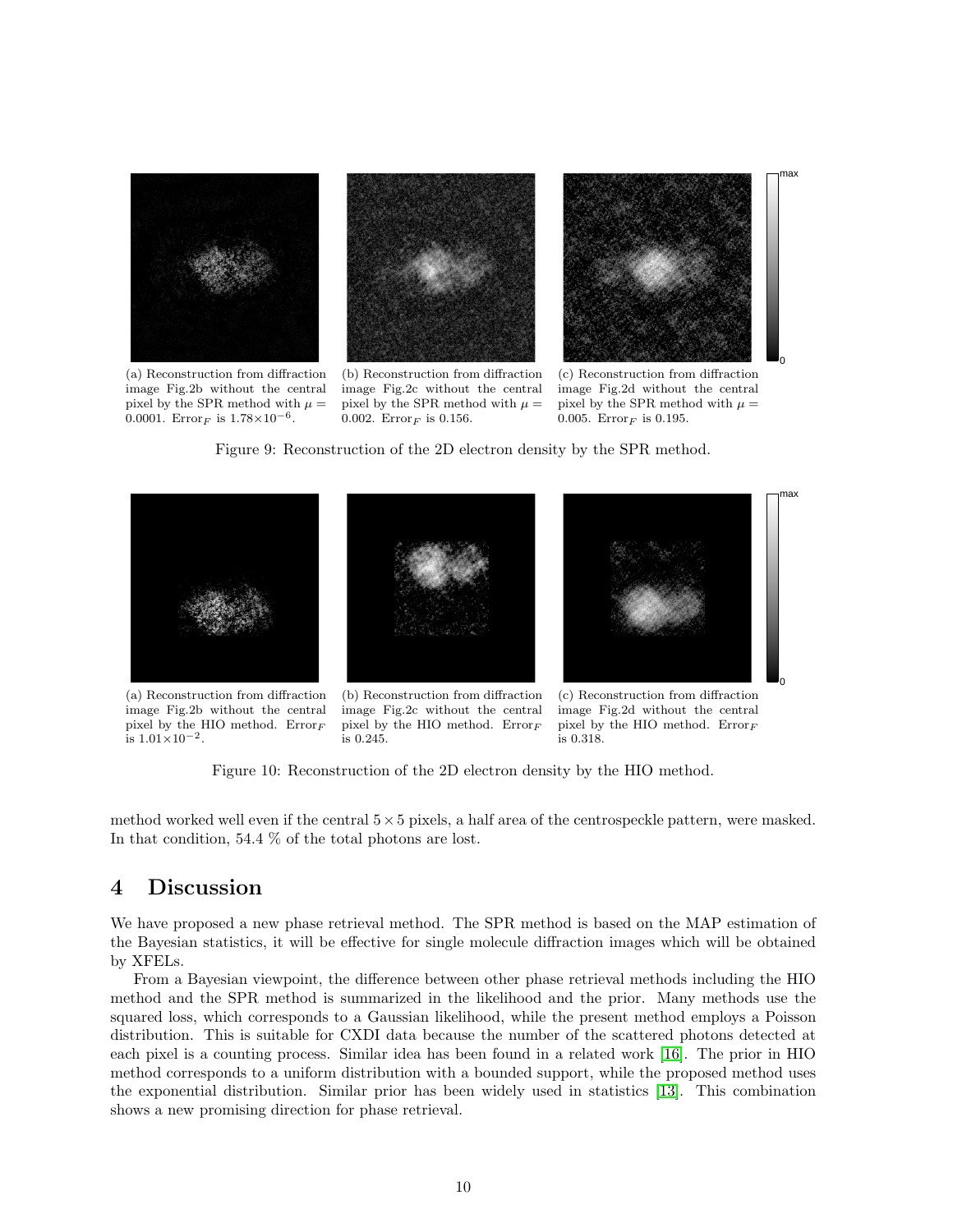(a) Reconstruction from diffraction image Fig.2b without the central pixel by the SPR method with $\mu = 0.0001$. Error$_F$ is $1.78 \times 10^{-6}$.

(b) Reconstruction from diffraction image Fig.2c without the central pixel by the SPR method with $\mu = 0.002$. Error$_F$ is 0.156.

(c) Reconstruction from diffraction image Fig.2d without the central pixel by the SPR method with $\mu = 0.005$. Error$_F$ is 0.195.

Figure 9: Reconstruction of the 2D electron density by the SPR method.

(a) Reconstruction from diffraction image Fig.2b without the central pixel by the HIO method. Error$_F$ is $1.01 \times 10^{-2}$.

(b) Reconstruction from diffraction image Fig.2c without the central pixel by the HIO method. Error$_F$ is 0.245.

(c) Reconstruction from diffraction image Fig.2d without the central pixel by the HIO method. Error$_F$ is 0.318.

Figure 10: Reconstruction of the 2D electron density by the HIO method.

method worked well even if the central $5 \times 5$ pixels, a half area of the centrospeckle pattern, were masked. In that condition, 54.4 % of the total photons are lost.

# 4 Discussion

We have proposed a new phase retrieval method. The SPR method is based on the MAP estimation of the Bayesian statistics, it will be effective for single molecule diffraction images which will be obtained by XFELs.

From a Bayesian viewpoint, the difference between other phase retrieval methods including the HIO method and the SPR method is summarized in the likelihood and the prior. Many methods use the squared loss, which corresponds to a Gaussian likelihood, while the present method employs a Poisson distribution. This is suitable for CXDI data because the number of the scattered photons detected at each pixel is a counting process. Similar idea has been found in a related work [16]. The prior in HIO method corresponds to a uniform distribution with a bounded support, while the proposed method uses the exponential distribution. Similar prior has been widely used in statistics [13]. This combination shows a new promising direction for phase retrieval.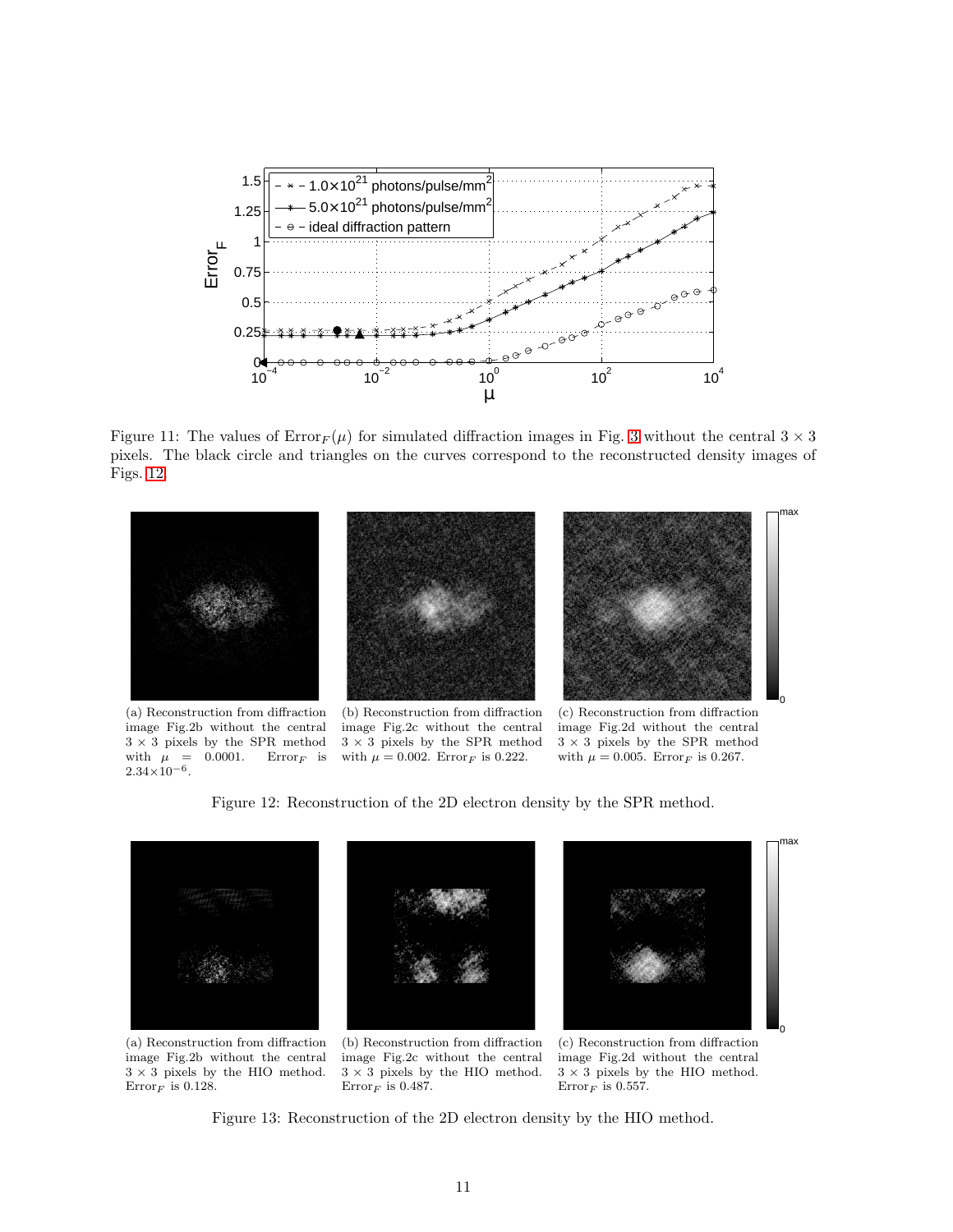Figure 11: The values of $\text{Error}_F(\mu)$ for simulated diffraction images in Fig. 3 without the central $3 \times 3$ pixels. The black circle and triangles on the curves correspond to the reconstructed density images of Figs. 12.

(a) Reconstruction from diffraction image Fig.2b without the central $3 \times 3$ pixels by the SPR method with $\mu = 0.0001$. $\text{Error}_F$ is $2.34{\times}10^{-6}$.

(b) Reconstruction from diffraction image Fig.2c without the central $3 \times 3$ pixels by the SPR method with $\mu = 0.002$. $\text{Error}_F$ is 0.222.

(c) Reconstruction from diffraction image Fig.2d without the central $3 \times 3$ pixels by the SPR method with $\mu = 0.005$. $\text{Error}_F$ is 0.267.

Figure 12: Reconstruction of the 2D electron density by the SPR method.

(a) Reconstruction from diffraction image Fig.2b without the central $3 \times 3$ pixels by the HIO method. $\text{Error}_F$ is 0.128.

(b) Reconstruction from diffraction image Fig.2c without the central $3 \times 3$ pixels by the HIO method. $\text{Error}_F$ is 0.487.

(c) Reconstruction from diffraction image Fig.2d without the central $3 \times 3$ pixels by the HIO method. $\text{Error}_F$ is 0.557.

Figure 13: Reconstruction of the 2D electron density by the HIO method.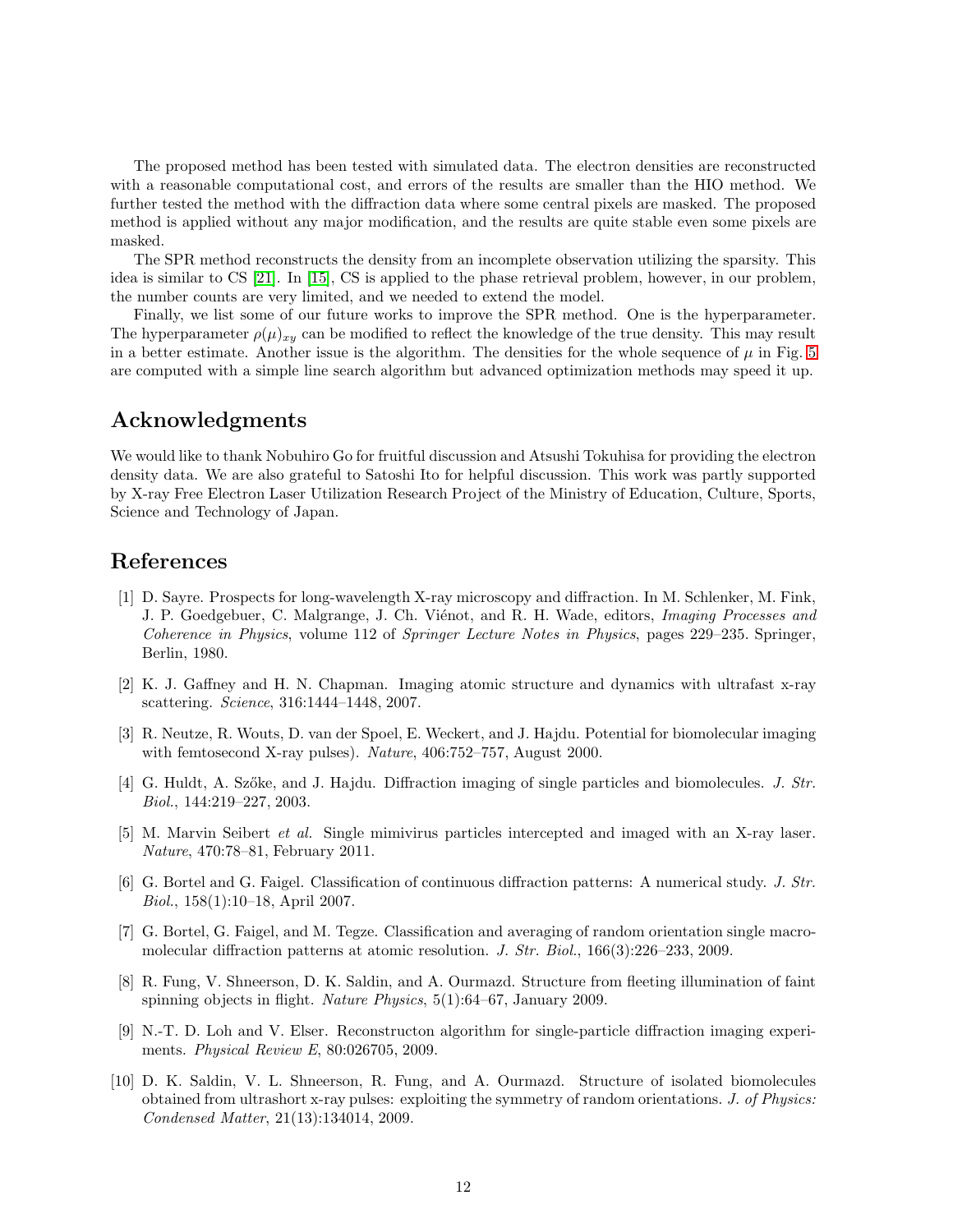The proposed method has been tested with simulated data. The electron densities are reconstructed with a reasonable computational cost, and errors of the results are smaller than the HIO method. We further tested the method with the diffraction data where some central pixels are masked. The proposed method is applied without any major modification, and the results are quite stable even some pixels are masked.

The SPR method reconstructs the density from an incomplete observation utilizing the sparsity. This idea is similar to CS [21]. In [15], CS is applied to the phase retrieval problem, however, in our problem, the number counts are very limited, and we needed to extend the model.

Finally, we list some of our future works to improve the SPR method. One is the hyperparameter. The hyperparameter $\rho(\mu)_{xy}$ can be modified to reflect the knowledge of the true density. This may result in a better estimate. Another issue is the algorithm. The densities for the whole sequence of $\mu$ in Fig. 5 are computed with a simple line search algorithm but advanced optimization methods may speed it up.

## Acknowledgments

We would like to thank Nobuhiro Go for fruitful discussion and Atsushi Tokuhisa for providing the electron density data. We are also grateful to Satoshi Ito for helpful discussion. This work was partly supported by X-ray Free Electron Laser Utilization Research Project of the Ministry of Education, Culture, Sports, Science and Technology of Japan.

## References

[1] D. Sayre. Prospects for long-wavelength X-ray microscopy and diffraction. In M. Schlenker, M. Fink, J. P. Goedgebuer, C. Malgrange, J. Ch. Viénot, and R. H. Wade, editors, *Imaging Processes and Coherence in Physics*, volume 112 of *Springer Lecture Notes in Physics*, pages 229–235. Springer, Berlin, 1980.

[2] K. J. Gaffney and H. N. Chapman. Imaging atomic structure and dynamics with ultrafast x-ray scattering. *Science*, 316:1444–1448, 2007.

[3] R. Neutze, R. Wouts, D. van der Spoel, E. Weckert, and J. Hajdu. Potential for biomolecular imaging with femtosecond X-ray pulses). *Nature*, 406:752–757, August 2000.

[4] G. Huldt, A. Szőke, and J. Hajdu. Diffraction imaging of single particles and biomolecules. *J. Str. Biol.*, 144:219–227, 2003.

[5] M. Marvin Seibert *et al.* Single mimivirus particles intercepted and imaged with an X-ray laser. *Nature*, 470:78–81, February 2011.

[6] G. Bortel and G. Faigel. Classification of continuous diffraction patterns: A numerical study. *J. Str. Biol.*, 158(1):10–18, April 2007.

[7] G. Bortel, G. Faigel, and M. Tegze. Classification and averaging of random orientation single macromolecular diffraction patterns at atomic resolution. *J. Str. Biol.*, 166(3):226–233, 2009.

[8] R. Fung, V. Shneerson, D. K. Saldin, and A. Ourmazd. Structure from fleeting illumination of faint spinning objects in flight. *Nature Physics*, 5(1):64–67, January 2009.

[9] N.-T. D. Loh and V. Elser. Reconstructon algorithm for single-particle diffraction imaging experiments. *Physical Review E*, 80:026705, 2009.

[10] D. K. Saldin, V. L. Shneerson, R. Fung, and A. Ourmazd. Structure of isolated biomolecules obtained from ultrashort x-ray pulses: exploiting the symmetry of random orientations. *J. of Physics: Condensed Matter*, 21(13):134014, 2009.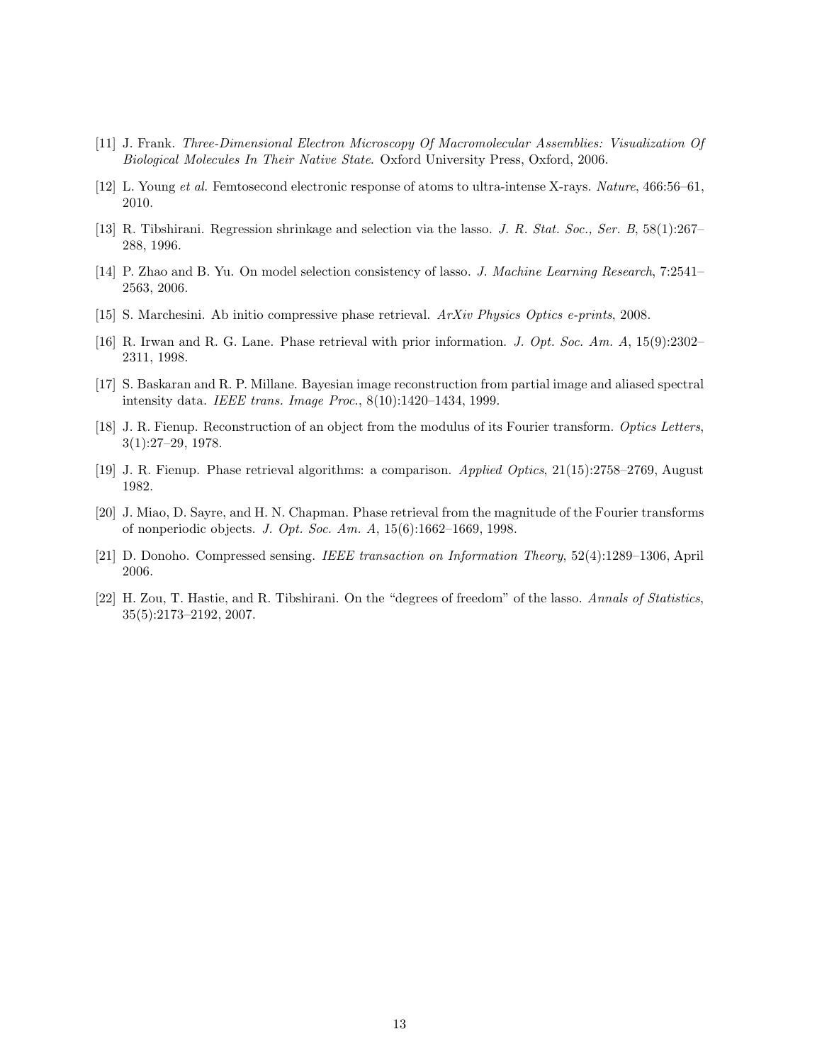[11] J. Frank. *Three-Dimensional Electron Microscopy Of Macromolecular Assemblies: Visualization Of Biological Molecules In Their Native State*. Oxford University Press, Oxford, 2006.

[12] L. Young *et al*. Femtosecond electronic response of atoms to ultra-intense X-rays. *Nature*, 466:56–61, 2010.

[13] R. Tibshirani. Regression shrinkage and selection via the lasso. *J. R. Stat. Soc., Ser. B*, 58(1):267–288, 1996.

[14] P. Zhao and B. Yu. On model selection consistency of lasso. *J. Machine Learning Research*, 7:2541–2563, 2006.

[15] S. Marchesini. Ab initio compressive phase retrieval. *ArXiv Physics Optics e-prints*, 2008.

[16] R. Irwan and R. G. Lane. Phase retrieval with prior information. *J. Opt. Soc. Am. A*, 15(9):2302–2311, 1998.

[17] S. Baskaran and R. P. Millane. Bayesian image reconstruction from partial image and aliased spectral intensity data. *IEEE trans. Image Proc.*, 8(10):1420–1434, 1999.

[18] J. R. Fienup. Reconstruction of an object from the modulus of its Fourier transform. *Optics Letters*, 3(1):27–29, 1978.

[19] J. R. Fienup. Phase retrieval algorithms: a comparison. *Applied Optics*, 21(15):2758–2769, August 1982.

[20] J. Miao, D. Sayre, and H. N. Chapman. Phase retrieval from the magnitude of the Fourier transforms of nonperiodic objects. *J. Opt. Soc. Am. A*, 15(6):1662–1669, 1998.

[21] D. Donoho. Compressed sensing. *IEEE transaction on Information Theory*, 52(4):1289–1306, April 2006.

[22] H. Zou, T. Hastie, and R. Tibshirani. On the "degrees of freedom" of the lasso. *Annals of Statistics*, 35(5):2173–2192, 2007.